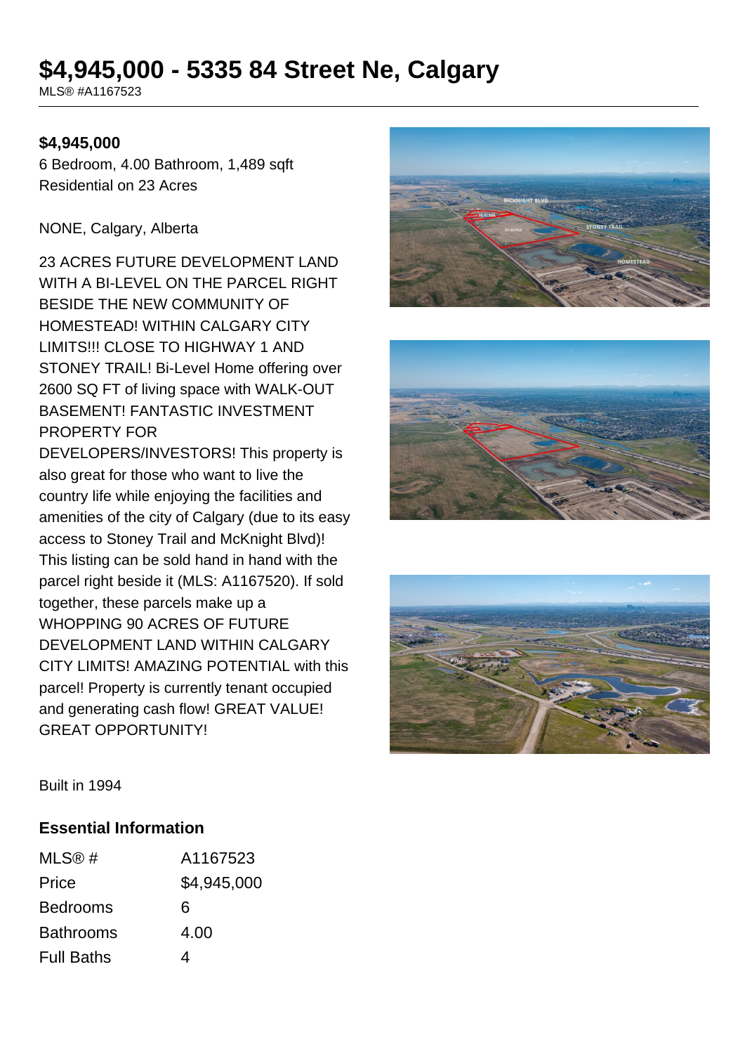# $4,945,000 - 5335 84 Street Ne, Calgary

MLS® #A1167523

**$4,945,000**

6 Bedroom, 4.00 Bathroom, 1,489 sqft
Residential on 23 Acres

NONE, Calgary, Alberta

23 ACRES FUTURE DEVELOPMENT LAND WITH A BI-LEVEL ON THE PARCEL RIGHT BESIDE THE NEW COMMUNITY OF HOMESTEAD! WITHIN CALGARY CITY LIMITS!!! CLOSE TO HIGHWAY 1 AND STONEY TRAIL! Bi-Level Home offering over 2600 SQ FT of living space with WALK-OUT BASEMENT! FANTASTIC INVESTMENT PROPERTY FOR DEVELOPERS/INVESTORS! This property is also great for those who want to live the country life while enjoying the facilities and amenities of the city of Calgary (due to its easy access to Stoney Trail and McKnight Blvd)! This listing can be sold hand in hand with the parcel right beside it (MLS: A1167520). If sold together, these parcels make up a WHOPPING 90 ACRES OF FUTURE DEVELOPMENT LAND WITHIN CALGARY CITY LIMITS! AMAZING POTENTIAL with this parcel! Property is currently tenant occupied and generating cash flow! GREAT VALUE! GREAT OPPORTUNITY!

Built in 1994

## Essential Information

| | |
|---|---|
| MLS® # | A1167523 |
| Price | $4,945,000 |
| Bedrooms | 6 |
| Bathrooms | 4.00 |
| Full Baths | 4 |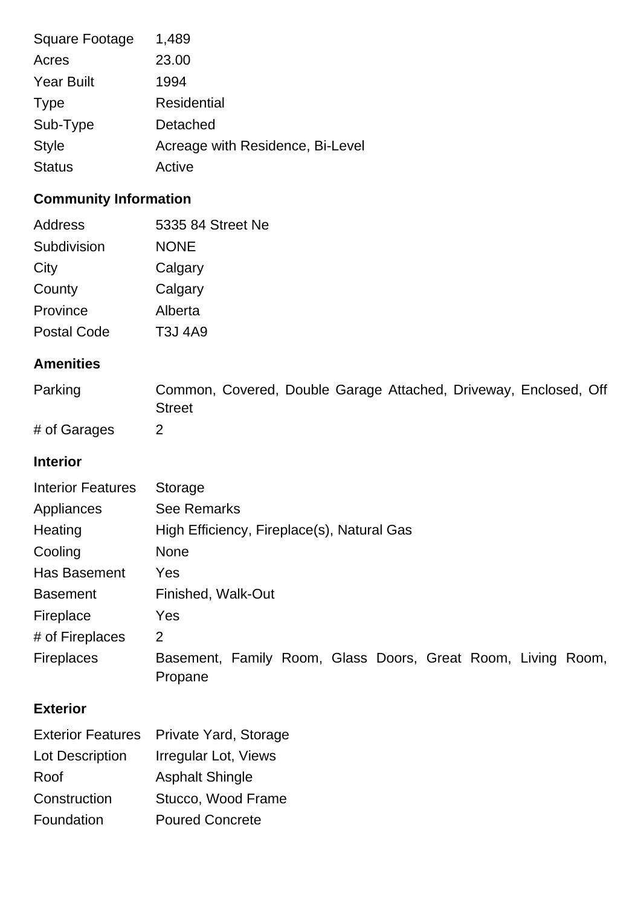| | |
|---|---|
| Square Footage | 1,489 |
| Acres | 23.00 |
| Year Built | 1994 |
| Type | Residential |
| Sub-Type | Detached |
| Style | Acreage with Residence, Bi-Level |
| Status | Active |

## Community Information

| | |
|---|---|
| Address | 5335 84 Street Ne |
| Subdivision | NONE |
| City | Calgary |
| County | Calgary |
| Province | Alberta |
| Postal Code | T3J 4A9 |

## Amenities

| | |
|---|---|
| Parking | Common, Covered, Double Garage Attached, Driveway, Enclosed, Off Street |
| # of Garages | 2 |

## Interior

| | |
|---|---|
| Interior Features | Storage |
| Appliances | See Remarks |
| Heating | High Efficiency, Fireplace(s), Natural Gas |
| Cooling | None |
| Has Basement | Yes |
| Basement | Finished, Walk-Out |
| Fireplace | Yes |
| # of Fireplaces | 2 |
| Fireplaces | Basement, Family Room, Glass Doors, Great Room, Living Room, Propane |

## Exterior

| | |
|---|---|
| Exterior Features | Private Yard, Storage |
| Lot Description | Irregular Lot, Views |
| Roof | Asphalt Shingle |
| Construction | Stucco, Wood Frame |
| Foundation | Poured Concrete |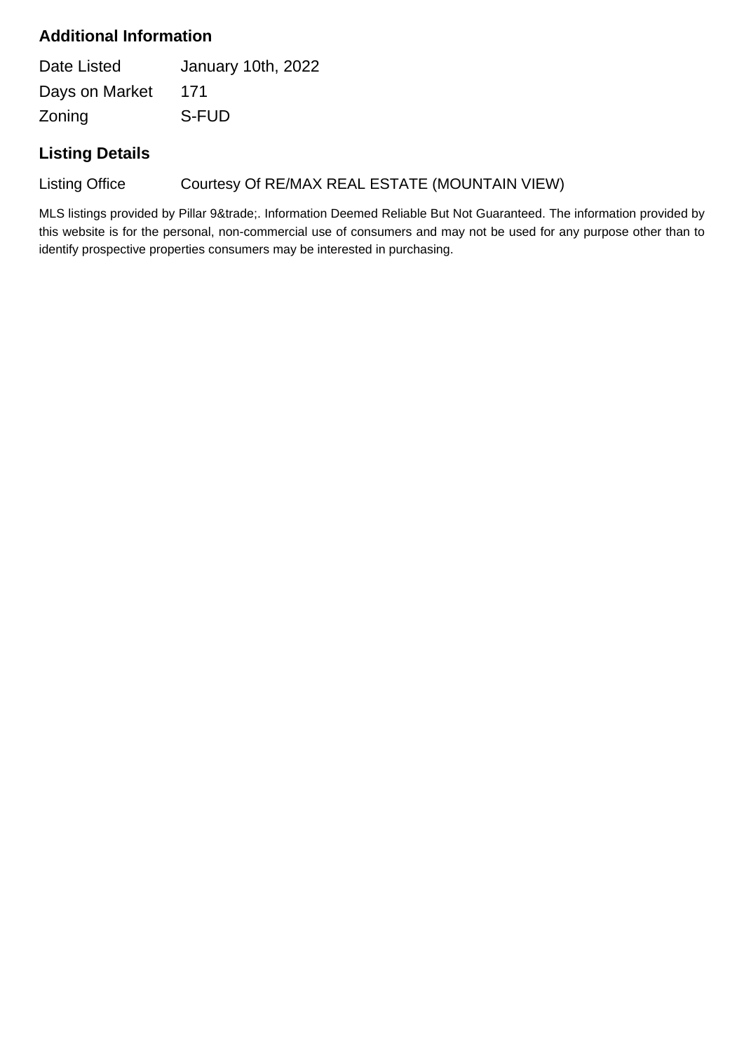## Additional Information

| | |
|---|---|
| Date Listed | January 10th, 2022 |
| Days on Market | 171 |
| Zoning | S-FUD |

## Listing Details

| | |
|---|---|
| Listing Office | Courtesy Of RE/MAX REAL ESTATE (MOUNTAIN VIEW) |

MLS listings provided by Pillar 9&trade;. Information Deemed Reliable But Not Guaranteed. The information provided by this website is for the personal, non-commercial use of consumers and may not be used for any purpose other than to identify prospective properties consumers may be interested in purchasing.